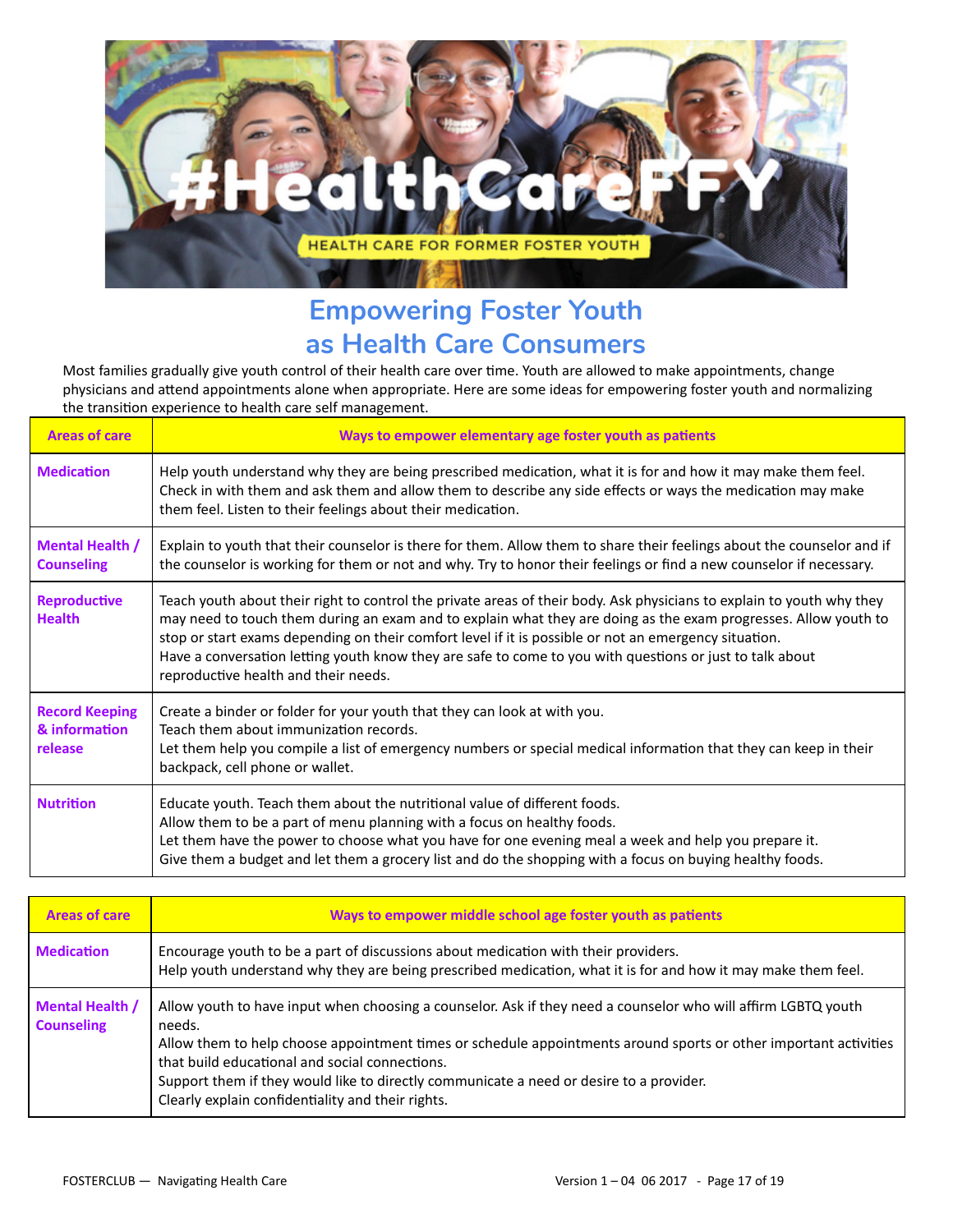#HealthCareFFY

HEALTH CARE FOR FORMER FOSTER YOUTH

# Empowering Foster Youth as Health Care Consumers

Most families gradually give youth control of their health care over time. Youth are allowed to make appointments, change physicians and attend appointments alone when appropriate. Here are some ideas for empowering foster youth and normalizing the transition experience to health care self management.

| Areas of care | Ways to empower elementary age foster youth as patients |
|---|---|
| **Medication** | Help youth understand why they are being prescribed medication, what it is for and how it may make them feel. Check in with them and ask them and allow them to describe any side effects or ways the medication may make them feel. Listen to their feelings about their medication. |
| **Mental Health / Counseling** | Explain to youth that their counselor is there for them. Allow them to share their feelings about the counselor and if the counselor is working for them or not and why. Try to honor their feelings or find a new counselor if necessary. |
| **Reproductive Health** | Teach youth about their right to control the private areas of their body. Ask physicians to explain to youth why they may need to touch them during an exam and to explain what they are doing as the exam progresses. Allow youth to stop or start exams depending on their comfort level if it is possible or not an emergency situation.<br>Have a conversation letting youth know they are safe to come to you with questions or just to talk about reproductive health and their needs. |
| **Record Keeping & information release** | Create a binder or folder for your youth that they can look at with you.<br>Teach them about immunization records.<br>Let them help you compile a list of emergency numbers or special medical information that they can keep in their backpack, cell phone or wallet. |
| **Nutrition** | Educate youth. Teach them about the nutritional value of different foods.<br>Allow them to be a part of menu planning with a focus on healthy foods.<br>Let them have the power to choose what you have for one evening meal a week and help you prepare it.<br>Give them a budget and let them a grocery list and do the shopping with a focus on buying healthy foods. |

| Areas of care | Ways to empower middle school age foster youth as patients |
|---|---|
| **Medication** | Encourage youth to be a part of discussions about medication with their providers.<br>Help youth understand why they are being prescribed medication, what it is for and how it may make them feel. |
| **Mental Health / Counseling** | Allow youth to have input when choosing a counselor. Ask if they need a counselor who will affirm LGBTQ youth needs.<br>Allow them to help choose appointment times or schedule appointments around sports or other important activities that build educational and social connections.<br>Support them if they would like to directly communicate a need or desire to a provider.<br>Clearly explain confidentiality and their rights. |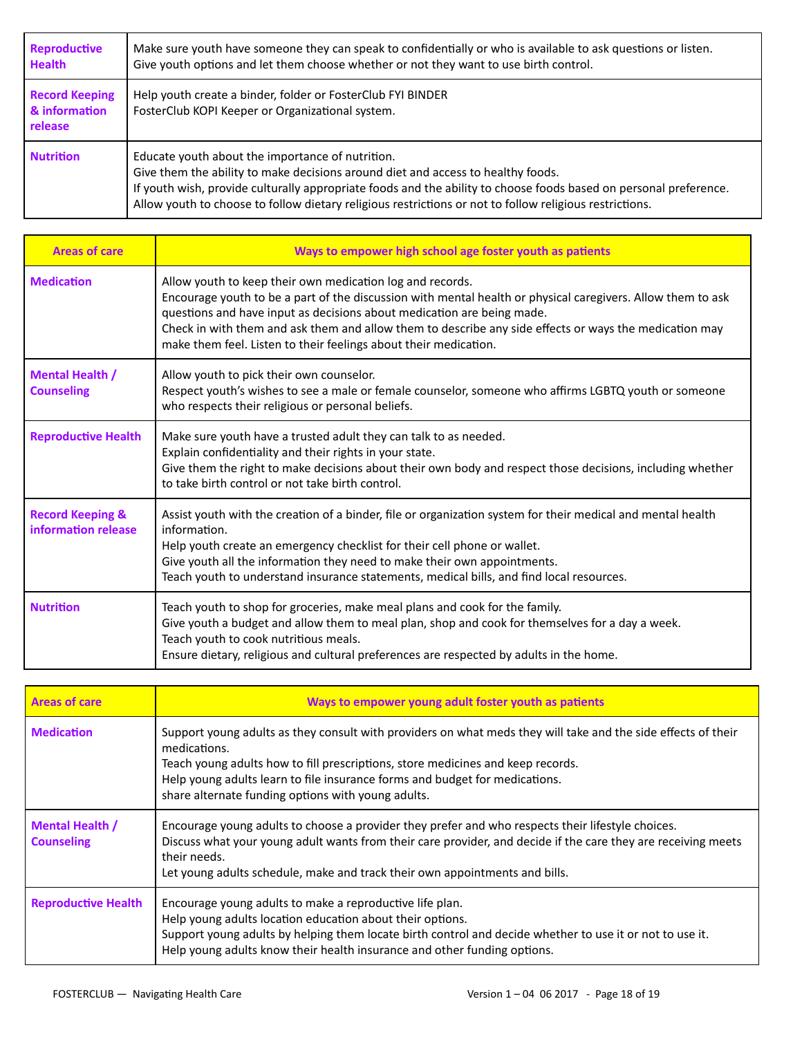| | |
|---|---|
| **Reproductive Health** | Make sure youth have someone they can speak to confidentially or who is available to ask questions or listen.<br>Give youth options and let them choose whether or not they want to use birth control. |
| **Record Keeping & information release** | Help youth create a binder, folder or FosterClub FYI BINDER<br>FosterClub KOPI Keeper or Organizational system. |
| **Nutrition** | Educate youth about the importance of nutrition.<br>Give them the ability to make decisions around diet and access to healthy foods.<br>If youth wish, provide culturally appropriate foods and the ability to choose foods based on personal preference.<br>Allow youth to choose to follow dietary religious restrictions or not to follow religious restrictions. |

| Areas of care | Ways to empower high school age foster youth as patients |
|---|---|
| **Medication** | Allow youth to keep their own medication log and records.<br>Encourage youth to be a part of the discussion with mental health or physical caregivers. Allow them to ask questions and have input as decisions about medication are being made.<br>Check in with them and ask them and allow them to describe any side effects or ways the medication may make them feel. Listen to their feelings about their medication. |
| **Mental Health / Counseling** | Allow youth to pick their own counselor.<br>Respect youth's wishes to see a male or female counselor, someone who affirms LGBTQ youth or someone who respects their religious or personal beliefs. |
| **Reproductive Health** | Make sure youth have a trusted adult they can talk to as needed.<br>Explain confidentiality and their rights in your state.<br>Give them the right to make decisions about their own body and respect those decisions, including whether to take birth control or not take birth control. |
| **Record Keeping & information release** | Assist youth with the creation of a binder, file or organization system for their medical and mental health information.<br>Help youth create an emergency checklist for their cell phone or wallet.<br>Give youth all the information they need to make their own appointments.<br>Teach youth to understand insurance statements, medical bills, and find local resources. |
| **Nutrition** | Teach youth to shop for groceries, make meal plans and cook for the family.<br>Give youth a budget and allow them to meal plan, shop and cook for themselves for a day a week.<br>Teach youth to cook nutritious meals.<br>Ensure dietary, religious and cultural preferences are respected by adults in the home. |

| Areas of care | Ways to empower young adult foster youth as patients |
|---|---|
| **Medication** | Support young adults as they consult with providers on what meds they will take and the side effects of their medications.<br>Teach young adults how to fill prescriptions, store medicines and keep records.<br>Help young adults learn to file insurance forms and budget for medications.<br>share alternate funding options with young adults. |
| **Mental Health / Counseling** | Encourage young adults to choose a provider they prefer and who respects their lifestyle choices.<br>Discuss what your young adult wants from their care provider, and decide if the care they are receiving meets their needs.<br>Let young adults schedule, make and track their own appointments and bills. |
| **Reproductive Health** | Encourage young adults to make a reproductive life plan.<br>Help young adults location education about their options.<br>Support young adults by helping them locate birth control and decide whether to use it or not to use it.<br>Help young adults know their health insurance and other funding options. |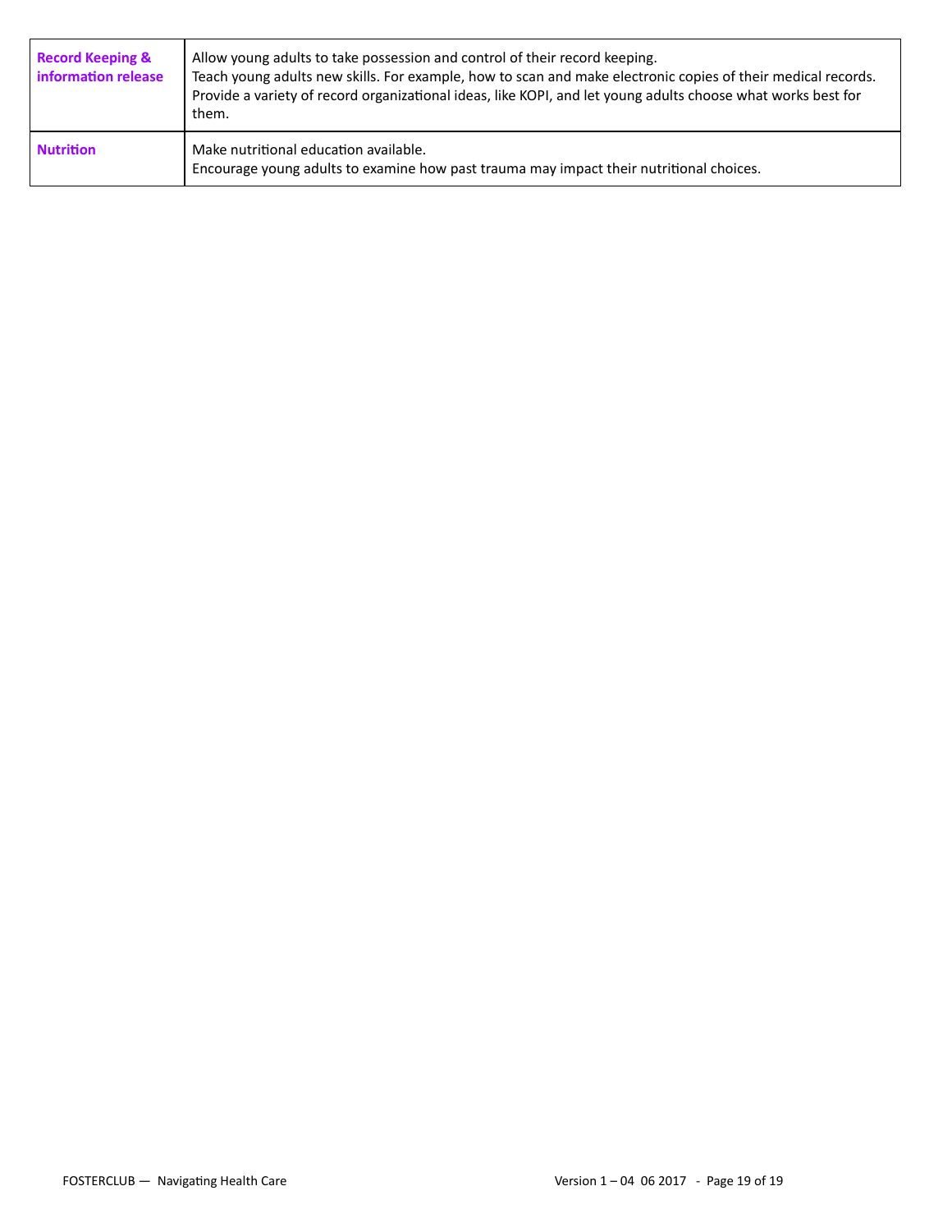| | |
|---|---|
| **Record Keeping & information release** | Allow young adults to take possession and control of their record keeping.<br>Teach young adults new skills. For example, how to scan and make electronic copies of their medical records.<br>Provide a variety of record organizational ideas, like KOPI, and let young adults choose what works best for them. |
| **Nutrition** | Make nutritional education available.<br>Encourage young adults to examine how past trauma may impact their nutritional choices. |